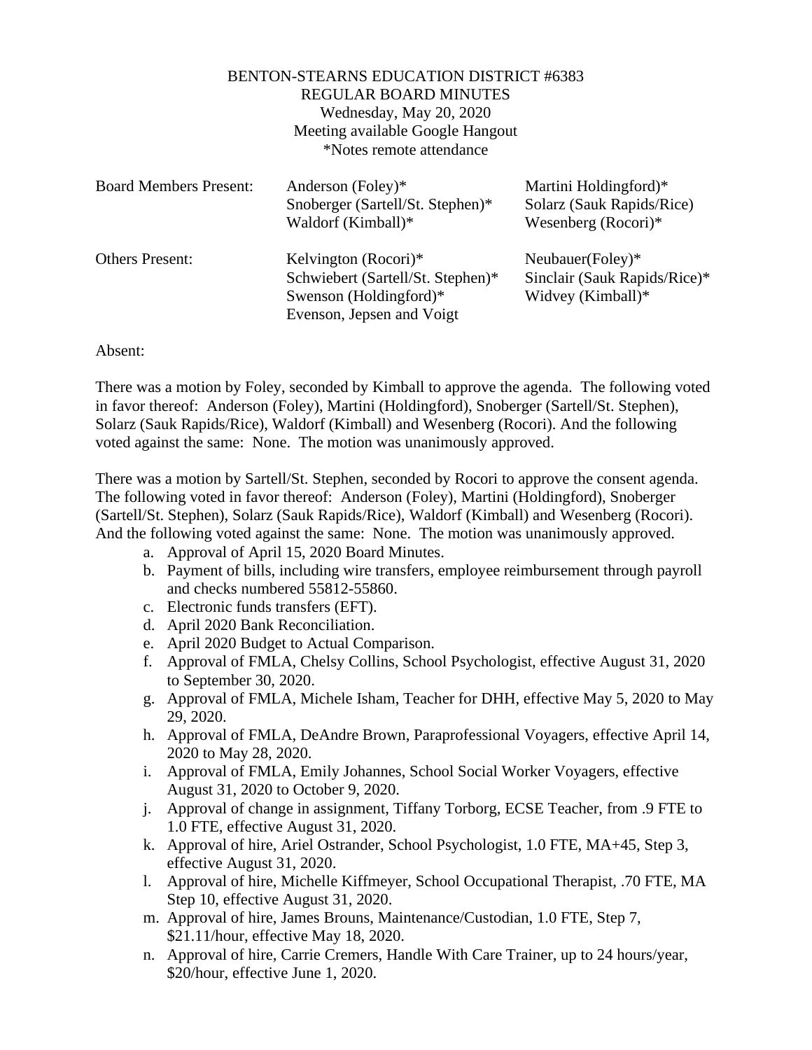BENTON-STEARNS EDUCATION DISTRICT #6383
REGULAR BOARD MINUTES
Wednesday, May 20, 2020
Meeting available Google Hangout
*Notes remote attendance

| Board Members Present: | Anderson (Foley)* | Martini Holdingford)* |
|---|---|---|
| | Snoberger (Sartell/St. Stephen)* | Solarz (Sauk Rapids/Rice) |
| | Waldorf (Kimball)* | Wesenberg (Rocori)* |
| Others Present: | Kelvington (Rocori)* | Neubauer(Foley)* |
| | Schwiebert (Sartell/St. Stephen)* | Sinclair (Sauk Rapids/Rice)* |
| | Swenson (Holdingford)* | Widvey (Kimball)* |
| | Evenson, Jepsen and Voigt | |

Absent:

There was a motion by Foley, seconded by Kimball to approve the agenda. The following voted in favor thereof: Anderson (Foley), Martini (Holdingford), Snoberger (Sartell/St. Stephen), Solarz (Sauk Rapids/Rice), Waldorf (Kimball) and Wesenberg (Rocori). And the following voted against the same: None. The motion was unanimously approved.

There was a motion by Sartell/St. Stephen, seconded by Rocori to approve the consent agenda. The following voted in favor thereof: Anderson (Foley), Martini (Holdingford), Snoberger (Sartell/St. Stephen), Solarz (Sauk Rapids/Rice), Waldorf (Kimball) and Wesenberg (Rocori). And the following voted against the same: None. The motion was unanimously approved.

a. Approval of April 15, 2020 Board Minutes.
b. Payment of bills, including wire transfers, employee reimbursement through payroll and checks numbered 55812-55860.
c. Electronic funds transfers (EFT).
d. April 2020 Bank Reconciliation.
e. April 2020 Budget to Actual Comparison.
f. Approval of FMLA, Chelsy Collins, School Psychologist, effective August 31, 2020 to September 30, 2020.
g. Approval of FMLA, Michele Isham, Teacher for DHH, effective May 5, 2020 to May 29, 2020.
h. Approval of FMLA, DeAndre Brown, Paraprofessional Voyagers, effective April 14, 2020 to May 28, 2020.
i. Approval of FMLA, Emily Johannes, School Social Worker Voyagers, effective August 31, 2020 to October 9, 2020.
j. Approval of change in assignment, Tiffany Torborg, ECSE Teacher, from .9 FTE to 1.0 FTE, effective August 31, 2020.
k. Approval of hire, Ariel Ostrander, School Psychologist, 1.0 FTE, MA+45, Step 3, effective August 31, 2020.
l. Approval of hire, Michelle Kiffmeyer, School Occupational Therapist, .70 FTE, MA Step 10, effective August 31, 2020.
m. Approval of hire, James Brouns, Maintenance/Custodian, 1.0 FTE, Step 7, $21.11/hour, effective May 18, 2020.
n. Approval of hire, Carrie Cremers, Handle With Care Trainer, up to 24 hours/year, $20/hour, effective June 1, 2020.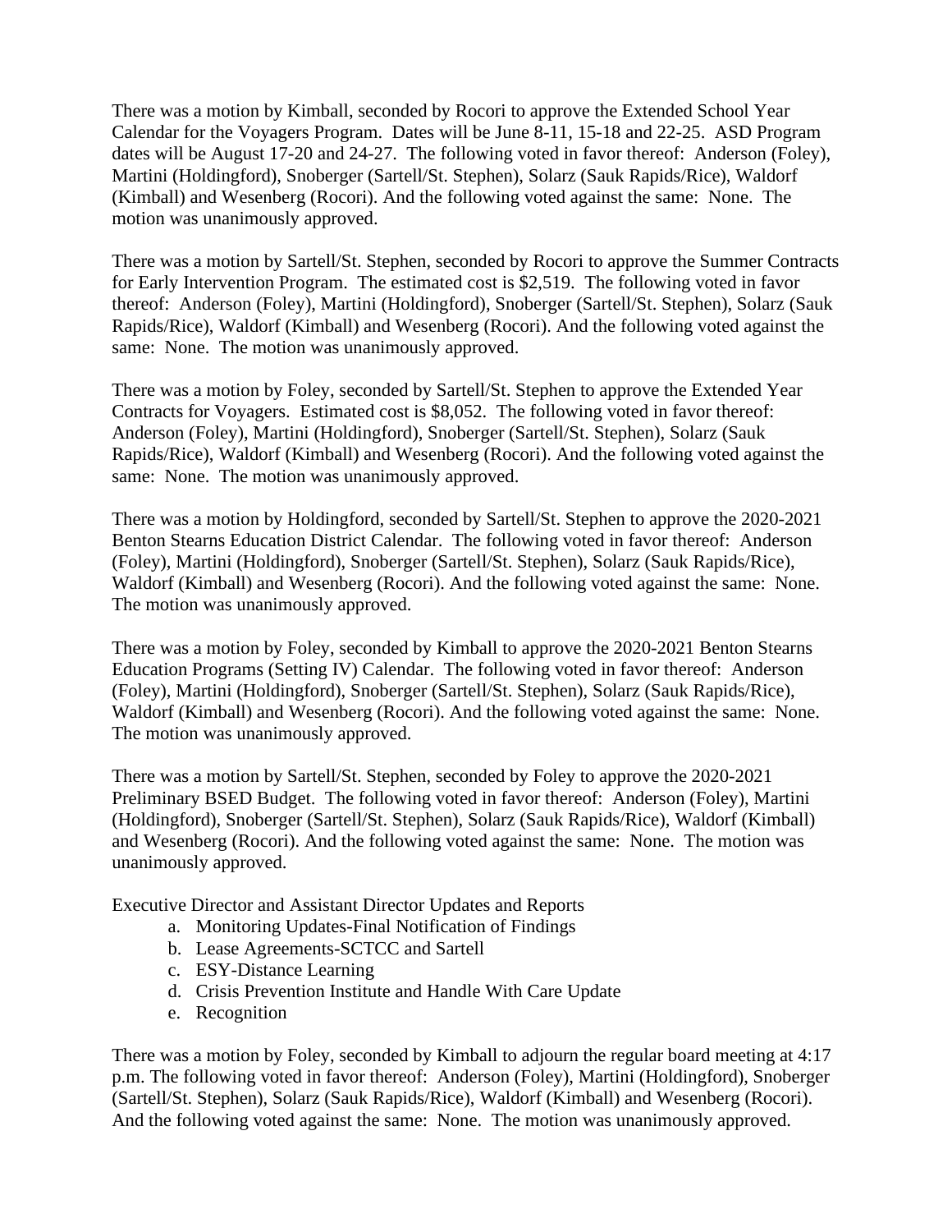There was a motion by Kimball, seconded by Rocori to approve the Extended School Year Calendar for the Voyagers Program. Dates will be June 8-11, 15-18 and 22-25. ASD Program dates will be August 17-20 and 24-27. The following voted in favor thereof: Anderson (Foley), Martini (Holdingford), Snoberger (Sartell/St. Stephen), Solarz (Sauk Rapids/Rice), Waldorf (Kimball) and Wesenberg (Rocori). And the following voted against the same: None. The motion was unanimously approved.

There was a motion by Sartell/St. Stephen, seconded by Rocori to approve the Summer Contracts for Early Intervention Program. The estimated cost is $2,519. The following voted in favor thereof: Anderson (Foley), Martini (Holdingford), Snoberger (Sartell/St. Stephen), Solarz (Sauk Rapids/Rice), Waldorf (Kimball) and Wesenberg (Rocori). And the following voted against the same: None. The motion was unanimously approved.

There was a motion by Foley, seconded by Sartell/St. Stephen to approve the Extended Year Contracts for Voyagers. Estimated cost is $8,052. The following voted in favor thereof: Anderson (Foley), Martini (Holdingford), Snoberger (Sartell/St. Stephen), Solarz (Sauk Rapids/Rice), Waldorf (Kimball) and Wesenberg (Rocori). And the following voted against the same: None. The motion was unanimously approved.

There was a motion by Holdingford, seconded by Sartell/St. Stephen to approve the 2020-2021 Benton Stearns Education District Calendar. The following voted in favor thereof: Anderson (Foley), Martini (Holdingford), Snoberger (Sartell/St. Stephen), Solarz (Sauk Rapids/Rice), Waldorf (Kimball) and Wesenberg (Rocori). And the following voted against the same: None. The motion was unanimously approved.

There was a motion by Foley, seconded by Kimball to approve the 2020-2021 Benton Stearns Education Programs (Setting IV) Calendar. The following voted in favor thereof: Anderson (Foley), Martini (Holdingford), Snoberger (Sartell/St. Stephen), Solarz (Sauk Rapids/Rice), Waldorf (Kimball) and Wesenberg (Rocori). And the following voted against the same: None. The motion was unanimously approved.

There was a motion by Sartell/St. Stephen, seconded by Foley to approve the 2020-2021 Preliminary BSED Budget. The following voted in favor thereof: Anderson (Foley), Martini (Holdingford), Snoberger (Sartell/St. Stephen), Solarz (Sauk Rapids/Rice), Waldorf (Kimball) and Wesenberg (Rocori). And the following voted against the same: None. The motion was unanimously approved.

Executive Director and Assistant Director Updates and Reports

a. Monitoring Updates-Final Notification of Findings
b. Lease Agreements-SCTCC and Sartell
c. ESY-Distance Learning
d. Crisis Prevention Institute and Handle With Care Update
e. Recognition

There was a motion by Foley, seconded by Kimball to adjourn the regular board meeting at 4:17 p.m. The following voted in favor thereof: Anderson (Foley), Martini (Holdingford), Snoberger (Sartell/St. Stephen), Solarz (Sauk Rapids/Rice), Waldorf (Kimball) and Wesenberg (Rocori). And the following voted against the same: None. The motion was unanimously approved.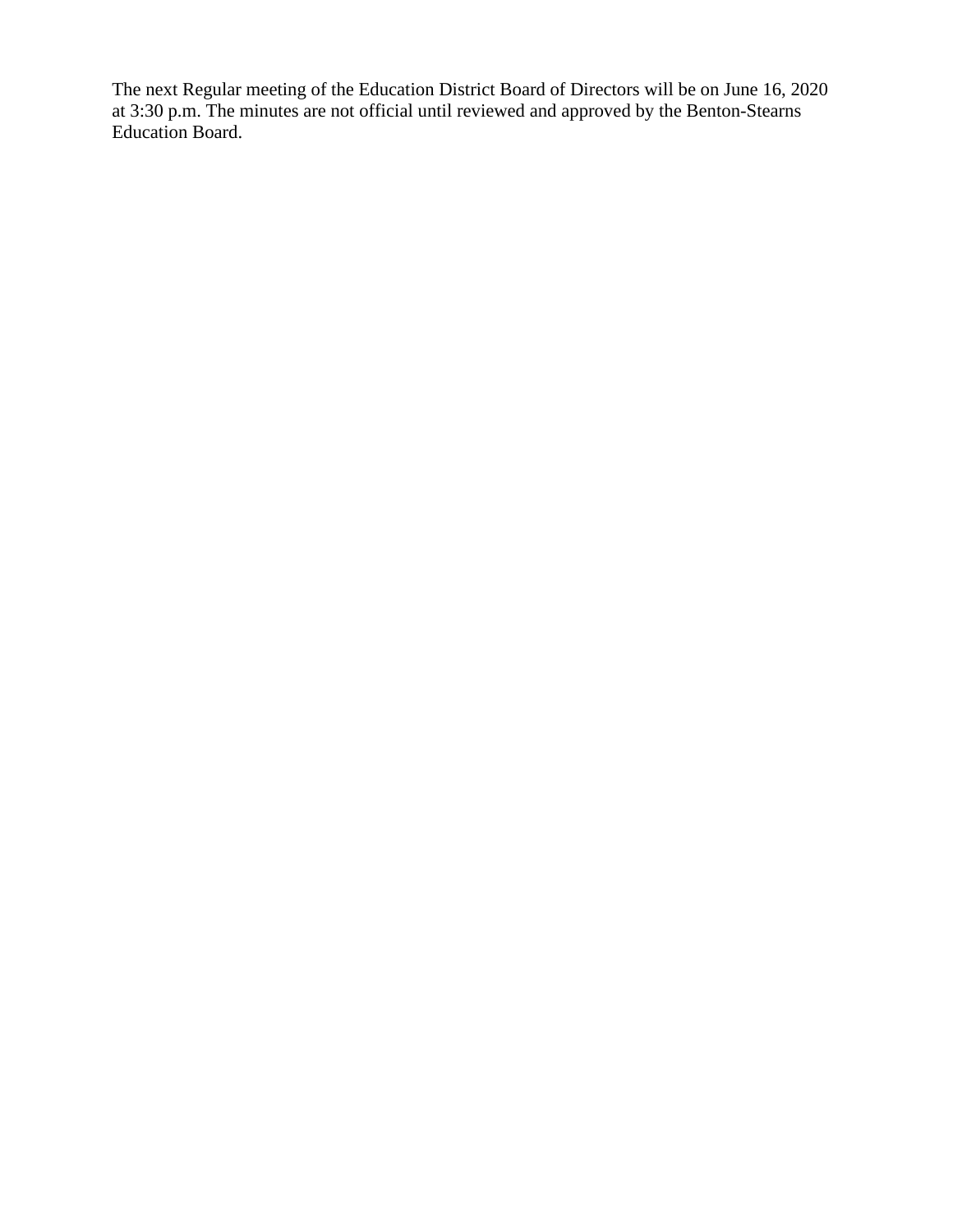The next Regular meeting of the Education District Board of Directors will be on June 16, 2020 at 3:30 p.m. The minutes are not official until reviewed and approved by the Benton-Stearns Education Board.